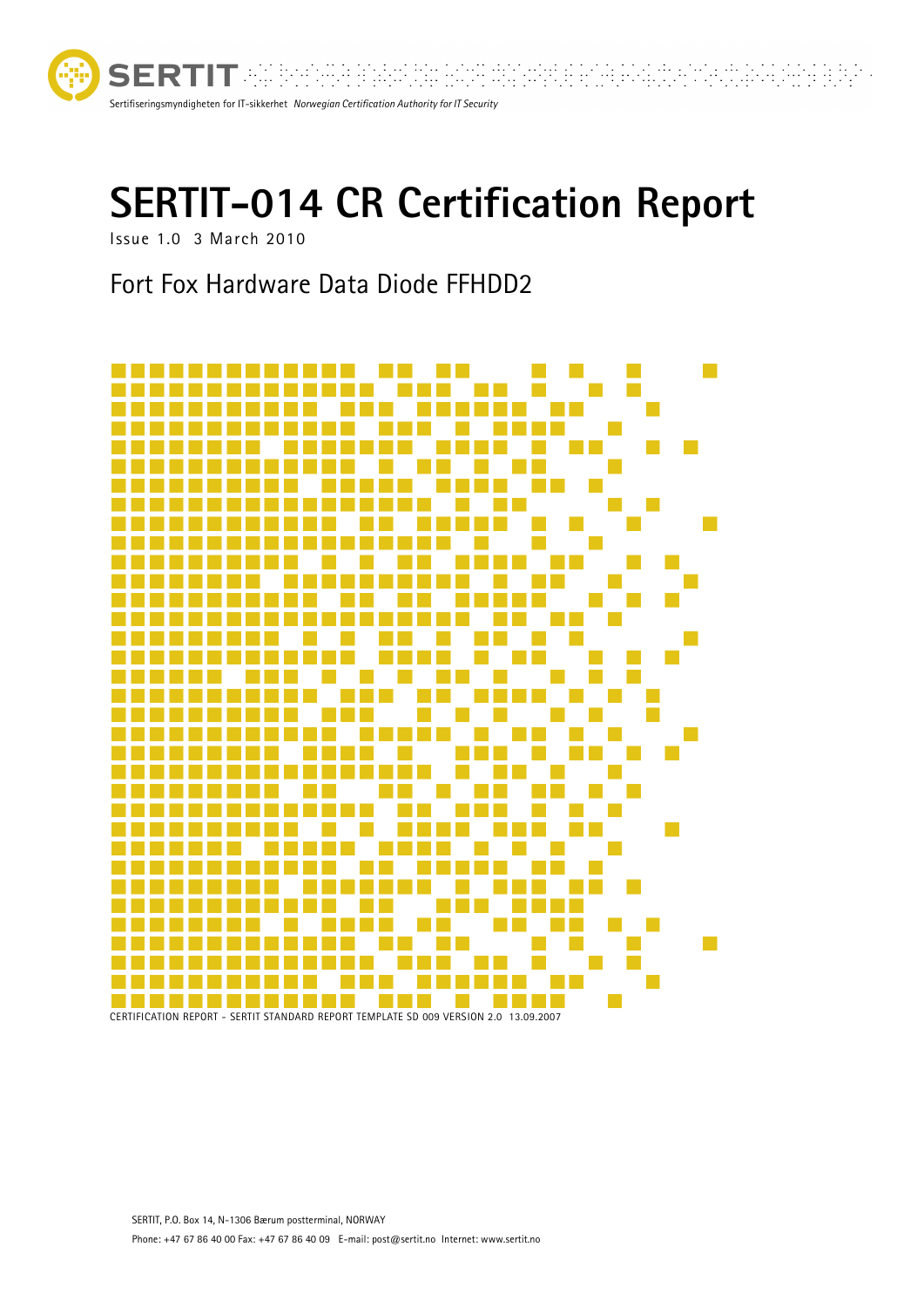SERTIT

Sertifiseringsmyndigheten for IT-sikkerhet *Norwegian Certification Authority for IT Security*

# SERTIT-014 CR Certification Report

Issue 1.0 3 March 2010

## Fort Fox Hardware Data Diode FFHDD2

CERTIFICATION REPORT - SERTIT STANDARD REPORT TEMPLATE SD 009 VERSION 2.0 13.09.2007

SERTIT, P.O. Box 14, N-1306 Bærum postterminal, NORWAY

Phone: +47 67 86 40 00 Fax: +47 67 86 40 09 E-mail: post@sertit.no Internet: www.sertit.no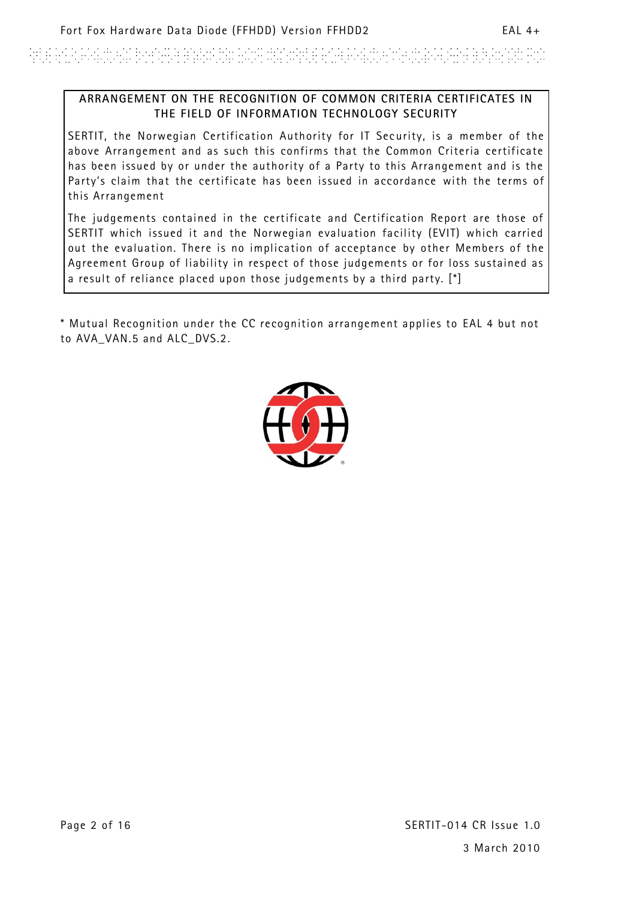**ARRANGEMENT ON THE RECOGNITION OF COMMON CRITERIA CERTIFICATES IN THE FIELD OF INFORMATION TECHNOLOGY SECURITY**

SERTIT, the Norwegian Certification Authority for IT Security, is a member of the above Arrangement and as such this confirms that the Common Criteria certificate has been issued by or under the authority of a Party to this Arrangement and is the Party's claim that the certificate has been issued in accordance with the terms of this Arrangement

The judgements contained in the certificate and Certification Report are those of SERTIT which issued it and the Norwegian evaluation facility (EVIT) which carried out the evaluation. There is no implication of acceptance by other Members of the Agreement Group of liability in respect of those judgements or for loss sustained as a result of reliance placed upon those judgements by a third party. [*]

* Mutual Recognition under the CC recognition arrangement applies to EAL 4 but not to AVA_VAN.5 and ALC_DVS.2.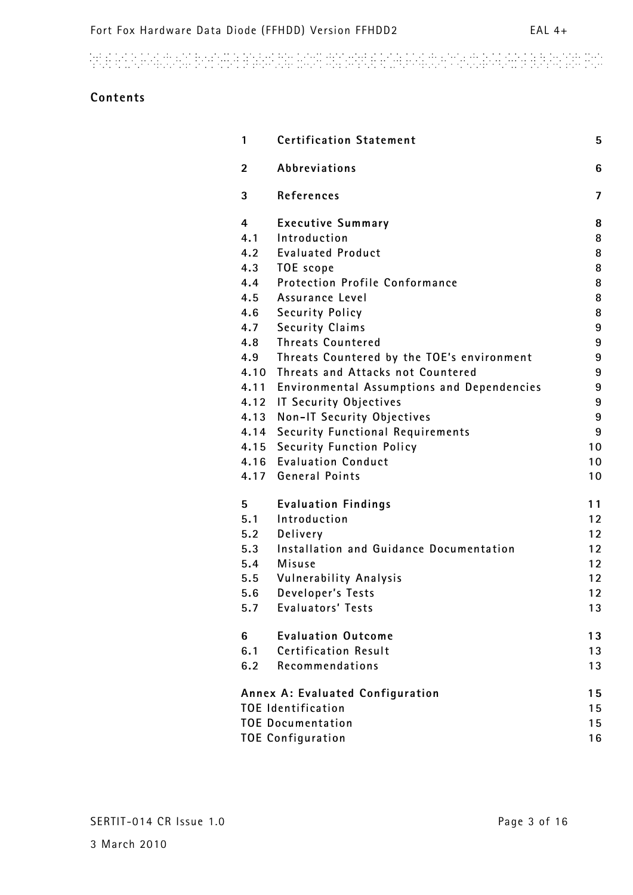## Contents

| | | |
|---|---|---|
| 1 | **Certification Statement** | 5 |
| 2 | **Abbreviations** | 6 |
| 3 | **References** | 7 |
| 4 | **Executive Summary** | 8 |
| 4.1 | Introduction | 8 |
| 4.2 | Evaluated Product | 8 |
| 4.3 | TOE scope | 8 |
| 4.4 | Protection Profile Conformance | 8 |
| 4.5 | Assurance Level | 8 |
| 4.6 | Security Policy | 8 |
| 4.7 | Security Claims | 9 |
| 4.8 | Threats Countered | 9 |
| 4.9 | Threats Countered by the TOE's environment | 9 |
| 4.10 | Threats and Attacks not Countered | 9 |
| 4.11 | Environmental Assumptions and Dependencies | 9 |
| 4.12 | IT Security Objectives | 9 |
| 4.13 | Non-IT Security Objectives | 9 |
| 4.14 | Security Functional Requirements | 9 |
| 4.15 | Security Function Policy | 10 |
| 4.16 | Evaluation Conduct | 10 |
| 4.17 | General Points | 10 |
| 5 | **Evaluation Findings** | 11 |
| 5.1 | Introduction | 12 |
| 5.2 | Delivery | 12 |
| 5.3 | Installation and Guidance Documentation | 12 |
| 5.4 | Misuse | 12 |
| 5.5 | Vulnerability Analysis | 12 |
| 5.6 | Developer's Tests | 12 |
| 5.7 | Evaluators' Tests | 13 |
| 6 | **Evaluation Outcome** | 13 |
| 6.1 | Certification Result | 13 |
| 6.2 | Recommendations | 13 |
| **Annex A: Evaluated Configuration** | | 15 |
| TOE Identification | | 15 |
| TOE Documentation | | 15 |
| TOE Configuration | | 16 |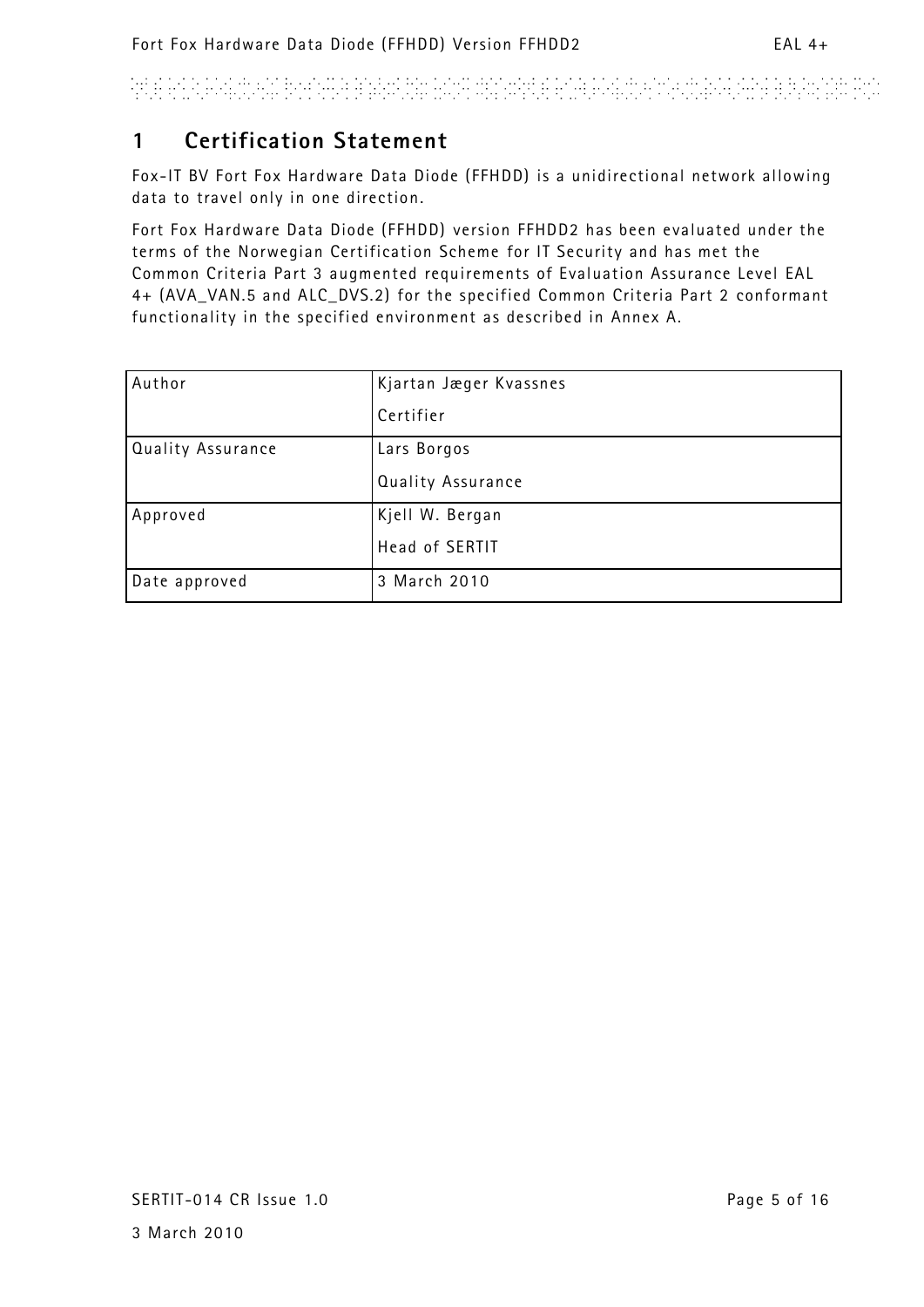# 1 Certification Statement

Fox-IT BV Fort Fox Hardware Data Diode (FFHDD) is a unidirectional network allowing data to travel only in one direction.

Fort Fox Hardware Data Diode (FFHDD) version FFHDD2 has been evaluated under the terms of the Norwegian Certification Scheme for IT Security and has met the Common Criteria Part 3 augmented requirements of Evaluation Assurance Level EAL 4+ (AVA_VAN.5 and ALC_DVS.2) for the specified Common Criteria Part 2 conformant functionality in the specified environment as described in Annex A.

| Author | Kjartan Jæger Kvassnes<br>Certifier |
|---|---|
| Quality Assurance | Lars Borgos<br>Quality Assurance |
| Approved | Kjell W. Bergan<br>Head of SERTIT |
| Date approved | 3 March 2010 |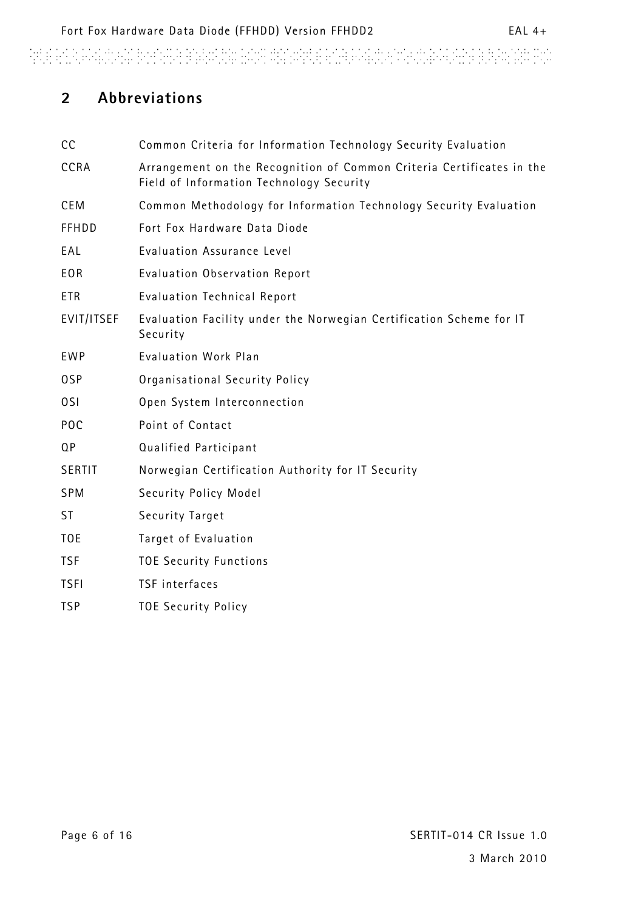# 2 Abbreviations

| | |
|---|---|
| CC | Common Criteria for Information Technology Security Evaluation |
| CCRA | Arrangement on the Recognition of Common Criteria Certificates in the Field of Information Technology Security |
| CEM | Common Methodology for Information Technology Security Evaluation |
| FFHDD | Fort Fox Hardware Data Diode |
| EAL | Evaluation Assurance Level |
| EOR | Evaluation Observation Report |
| ETR | Evaluation Technical Report |
| EVIT/ITSEF | Evaluation Facility under the Norwegian Certification Scheme for IT Security |
| EWP | Evaluation Work Plan |
| OSP | Organisational Security Policy |
| OSI | Open System Interconnection |
| POC | Point of Contact |
| QP | Qualified Participant |
| SERTIT | Norwegian Certification Authority for IT Security |
| SPM | Security Policy Model |
| ST | Security Target |
| TOE | Target of Evaluation |
| TSF | TOE Security Functions |
| TSFI | TSF interfaces |
| TSP | TOE Security Policy |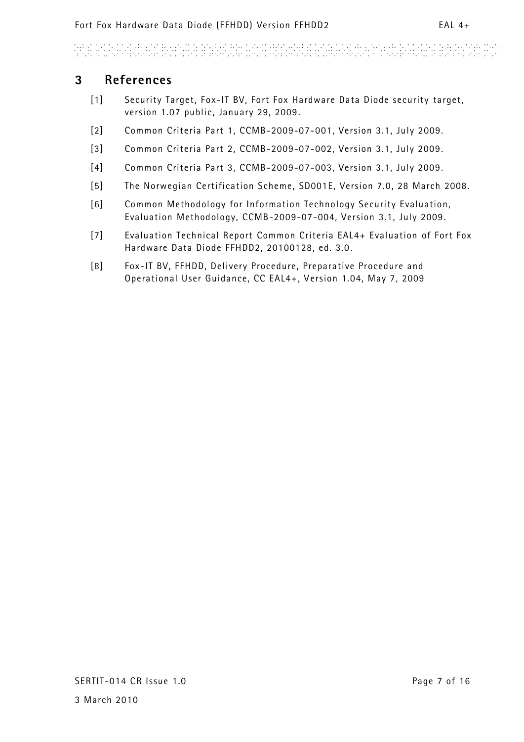# 3 References

[1] Security Target, Fox-IT BV, Fort Fox Hardware Data Diode security target, version 1.07 public, January 29, 2009.

[2] Common Criteria Part 1, CCMB-2009-07-001, Version 3.1, July 2009.

[3] Common Criteria Part 2, CCMB-2009-07-002, Version 3.1, July 2009.

[4] Common Criteria Part 3, CCMB-2009-07-003, Version 3.1, July 2009.

[5] The Norwegian Certification Scheme, SD001E, Version 7.0, 28 March 2008.

[6] Common Methodology for Information Technology Security Evaluation, Evaluation Methodology, CCMB-2009-07-004, Version 3.1, July 2009.

[7] Evaluation Technical Report Common Criteria EAL4+ Evaluation of Fort Fox Hardware Data Diode FFHDD2, 20100128, ed. 3.0.

[8] Fox-IT BV, FFHDD, Delivery Procedure, Preparative Procedure and Operational User Guidance, CC EAL4+, Version 1.04, May 7, 2009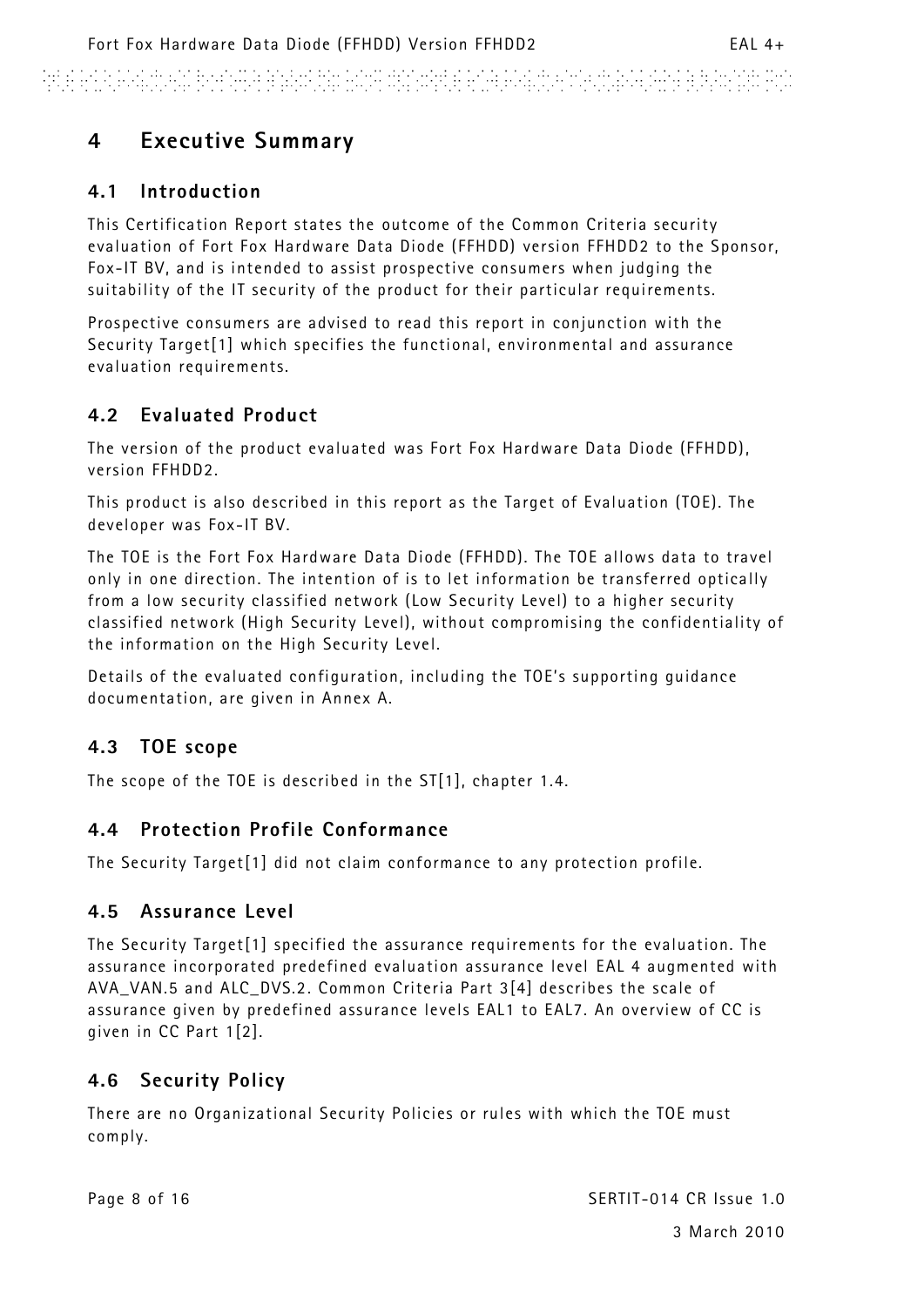# 4 Executive Summary

## 4.1 Introduction

This Certification Report states the outcome of the Common Criteria security evaluation of Fort Fox Hardware Data Diode (FFHDD) version FFHDD2 to the Sponsor, Fox-IT BV, and is intended to assist prospective consumers when judging the suitability of the IT security of the product for their particular requirements.

Prospective consumers are advised to read this report in conjunction with the Security Target[1] which specifies the functional, environmental and assurance evaluation requirements.

## 4.2 Evaluated Product

The version of the product evaluated was Fort Fox Hardware Data Diode (FFHDD), version FFHDD2.

This product is also described in this report as the Target of Evaluation (TOE). The developer was Fox-IT BV.

The TOE is the Fort Fox Hardware Data Diode (FFHDD). The TOE allows data to travel only in one direction. The intention of is to let information be transferred optically from a low security classified network (Low Security Level) to a higher security classified network (High Security Level), without compromising the confidentiality of the information on the High Security Level.

Details of the evaluated configuration, including the TOE's supporting guidance documentation, are given in Annex A.

## 4.3 TOE scope

The scope of the TOE is described in the ST[1], chapter 1.4.

## 4.4 Protection Profile Conformance

The Security Target[1] did not claim conformance to any protection profile.

## 4.5 Assurance Level

The Security Target[1] specified the assurance requirements for the evaluation. The assurance incorporated predefined evaluation assurance level EAL 4 augmented with AVA_VAN.5 and ALC_DVS.2. Common Criteria Part 3[4] describes the scale of assurance given by predefined assurance levels EAL1 to EAL7. An overview of CC is given in CC Part 1[2].

## 4.6 Security Policy

There are no Organizational Security Policies or rules with which the TOE must comply.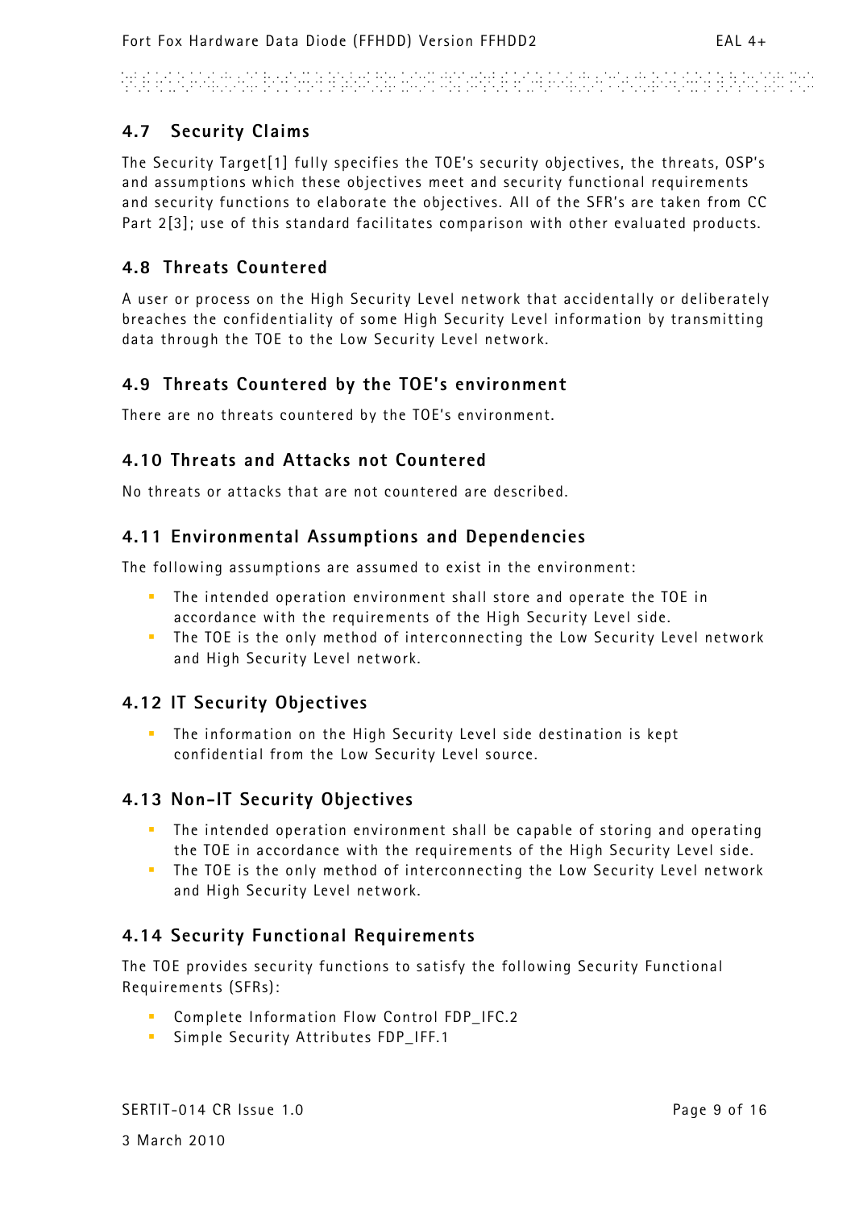## 4.7 Security Claims

The Security Target[1] fully specifies the TOE's security objectives, the threats, OSP's and assumptions which these objectives meet and security functional requirements and security functions to elaborate the objectives. All of the SFR's are taken from CC Part 2[3]; use of this standard facilitates comparison with other evaluated products.

## 4.8 Threats Countered

A user or process on the High Security Level network that accidentally or deliberately breaches the confidentiality of some High Security Level information by transmitting data through the TOE to the Low Security Level network.

## 4.9 Threats Countered by the TOE's environment

There are no threats countered by the TOE's environment.

## 4.10 Threats and Attacks not Countered

No threats or attacks that are not countered are described.

## 4.11 Environmental Assumptions and Dependencies

The following assumptions are assumed to exist in the environment:

- The intended operation environment shall store and operate the TOE in accordance with the requirements of the High Security Level side.
- The TOE is the only method of interconnecting the Low Security Level network and High Security Level network.

## 4.12 IT Security Objectives

- The information on the High Security Level side destination is kept confidential from the Low Security Level source.

## 4.13 Non-IT Security Objectives

- The intended operation environment shall be capable of storing and operating the TOE in accordance with the requirements of the High Security Level side.
- The TOE is the only method of interconnecting the Low Security Level network and High Security Level network.

## 4.14 Security Functional Requirements

The TOE provides security functions to satisfy the following Security Functional Requirements (SFRs):

- Complete Information Flow Control FDP_IFC.2
- Simple Security Attributes FDP_IFF.1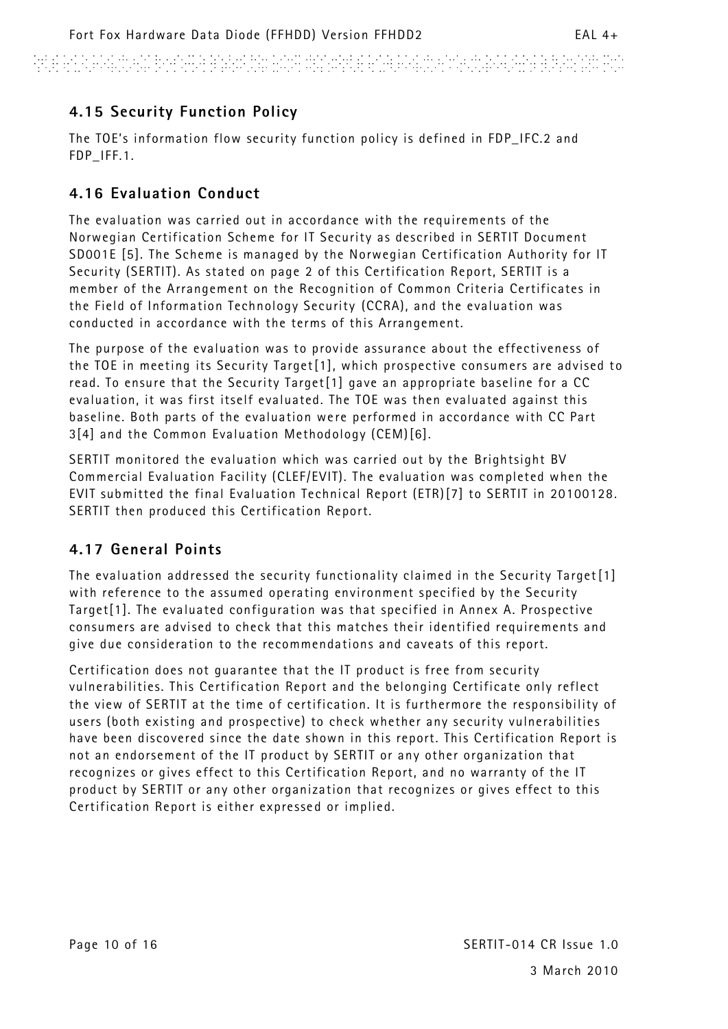## 4.15 Security Function Policy

The TOE's information flow security function policy is defined in FDP_IFC.2 and FDP_IFF.1.

## 4.16 Evaluation Conduct

The evaluation was carried out in accordance with the requirements of the Norwegian Certification Scheme for IT Security as described in SERTIT Document SD001E [5]. The Scheme is managed by the Norwegian Certification Authority for IT Security (SERTIT). As stated on page 2 of this Certification Report, SERTIT is a member of the Arrangement on the Recognition of Common Criteria Certificates in the Field of Information Technology Security (CCRA), and the evaluation was conducted in accordance with the terms of this Arrangement.

The purpose of the evaluation was to provide assurance about the effectiveness of the TOE in meeting its Security Target[1], which prospective consumers are advised to read. To ensure that the Security Target[1] gave an appropriate baseline for a CC evaluation, it was first itself evaluated. The TOE was then evaluated against this baseline. Both parts of the evaluation were performed in accordance with CC Part 3[4] and the Common Evaluation Methodology (CEM)[6].

SERTIT monitored the evaluation which was carried out by the Brightsight BV Commercial Evaluation Facility (CLEF/EVIT). The evaluation was completed when the EVIT submitted the final Evaluation Technical Report (ETR)[7] to SERTIT in 20100128. SERTIT then produced this Certification Report.

## 4.17 General Points

The evaluation addressed the security functionality claimed in the Security Target[1] with reference to the assumed operating environment specified by the Security Target[1]. The evaluated configuration was that specified in Annex A. Prospective consumers are advised to check that this matches their identified requirements and give due consideration to the recommendations and caveats of this report.

Certification does not guarantee that the IT product is free from security vulnerabilities. This Certification Report and the belonging Certificate only reflect the view of SERTIT at the time of certification. It is furthermore the responsibility of users (both existing and prospective) to check whether any security vulnerabilities have been discovered since the date shown in this report. This Certification Report is not an endorsement of the IT product by SERTIT or any other organization that recognizes or gives effect to this Certification Report, and no warranty of the IT product by SERTIT or any other organization that recognizes or gives effect to this Certification Report is either expressed or implied.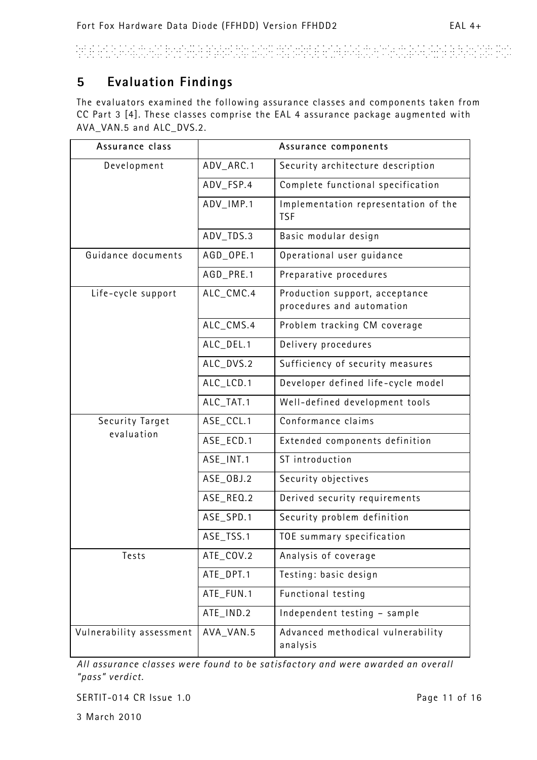## 5 Evaluation Findings

The evaluators examined the following assurance classes and components taken from CC Part 3 [4]. These classes comprise the EAL 4 assurance package augmented with AVA_VAN.5 and ALC_DVS.2.

| Assurance class | Assurance components | |
|---|---|---|
| Development | ADV_ARC.1 | Security architecture description |
| | ADV_FSP.4 | Complete functional specification |
| | ADV_IMP.1 | Implementation representation of the TSF |
| | ADV_TDS.3 | Basic modular design |
| Guidance documents | AGD_OPE.1 | Operational user guidance |
| | AGD_PRE.1 | Preparative procedures |
| Life-cycle support | ALC_CMC.4 | Production support, acceptance procedures and automation |
| | ALC_CMS.4 | Problem tracking CM coverage |
| | ALC_DEL.1 | Delivery procedures |
| | ALC_DVS.2 | Sufficiency of security measures |
| | ALC_LCD.1 | Developer defined life-cycle model |
| | ALC_TAT.1 | Well-defined development tools |
| Security Target evaluation | ASE_CCL.1 | Conformance claims |
| | ASE_ECD.1 | Extended components definition |
| | ASE_INT.1 | ST introduction |
| | ASE_OBJ.2 | Security objectives |
| | ASE_REQ.2 | Derived security requirements |
| | ASE_SPD.1 | Security problem definition |
| | ASE_TSS.1 | TOE summary specification |
| Tests | ATE_COV.2 | Analysis of coverage |
| | ATE_DPT.1 | Testing: basic design |
| | ATE_FUN.1 | Functional testing |
| | ATE_IND.2 | Independent testing – sample |
| Vulnerability assessment | AVA_VAN.5 | Advanced methodical vulnerability analysis |

*All assurance classes were found to be satisfactory and were awarded an overall "pass" verdict.*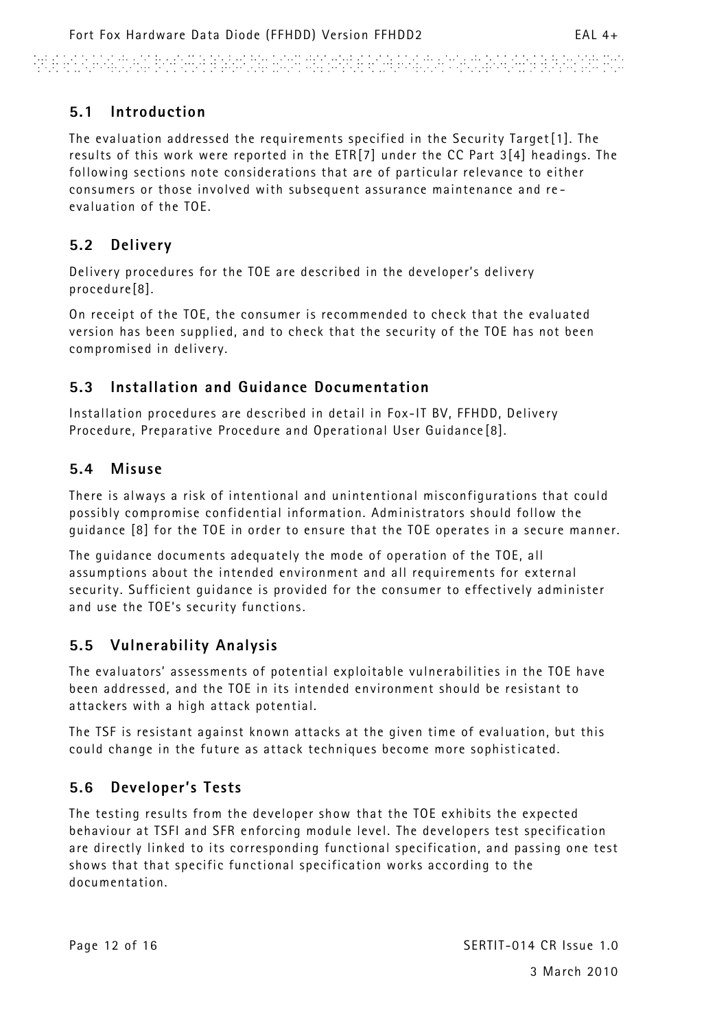## 5.1 Introduction

The evaluation addressed the requirements specified in the Security Target[1]. The results of this work were reported in the ETR[7] under the CC Part 3[4] headings. The following sections note considerations that are of particular relevance to either consumers or those involved with subsequent assurance maintenance and re-evaluation of the TOE.

## 5.2 Delivery

Delivery procedures for the TOE are described in the developer's delivery procedure[8].

On receipt of the TOE, the consumer is recommended to check that the evaluated version has been supplied, and to check that the security of the TOE has not been compromised in delivery.

## 5.3 Installation and Guidance Documentation

Installation procedures are described in detail in Fox-IT BV, FFHDD, Delivery Procedure, Preparative Procedure and Operational User Guidance[8].

## 5.4 Misuse

There is always a risk of intentional and unintentional misconfigurations that could possibly compromise confidential information. Administrators should follow the guidance [8] for the TOE in order to ensure that the TOE operates in a secure manner.

The guidance documents adequately the mode of operation of the TOE, all assumptions about the intended environment and all requirements for external security. Sufficient guidance is provided for the consumer to effectively administer and use the TOE's security functions.

## 5.5 Vulnerability Analysis

The evaluators' assessments of potential exploitable vulnerabilities in the TOE have been addressed, and the TOE in its intended environment should be resistant to attackers with a high attack potential.

The TSF is resistant against known attacks at the given time of evaluation, but this could change in the future as attack techniques become more sophisticated.

## 5.6 Developer's Tests

The testing results from the developer show that the TOE exhibits the expected behaviour at TSFI and SFR enforcing module level. The developers test specification are directly linked to its corresponding functional specification, and passing one test shows that that specific functional specification works according to the documentation.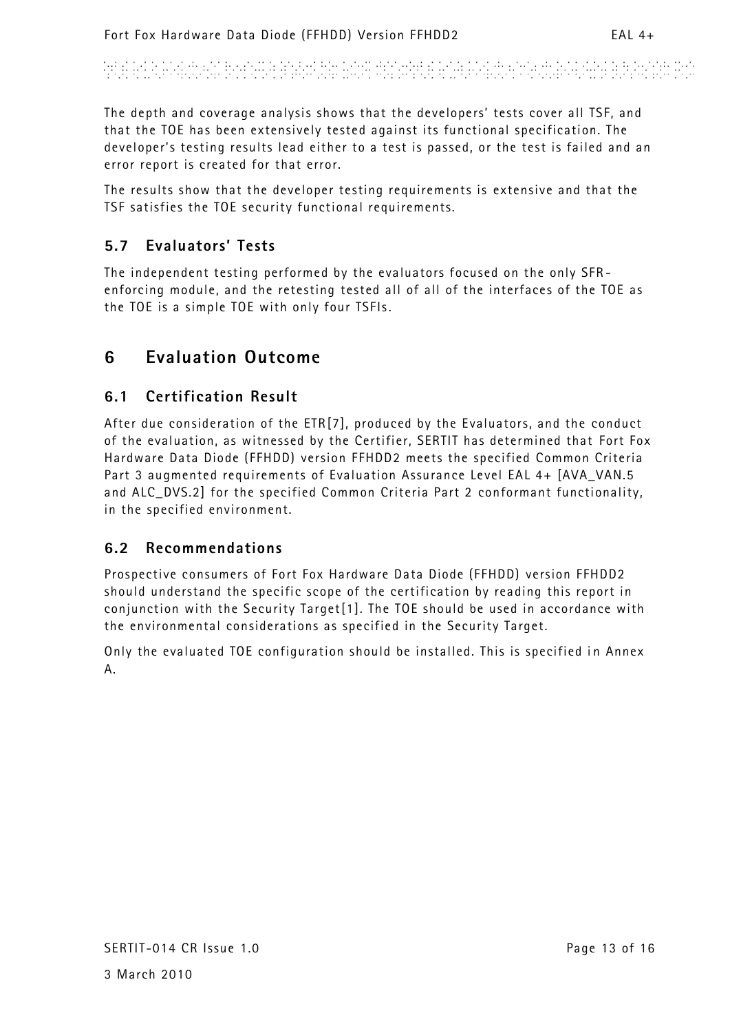The depth and coverage analysis shows that the developers' tests cover all TSF, and that the TOE has been extensively tested against its functional specification. The developer's testing results lead either to a test is passed, or the test is failed and an error report is created for that error.

The results show that the developer testing requirements is extensive and that the TSF satisfies the TOE security functional requirements.

## 5.7 Evaluators' Tests

The independent testing performed by the evaluators focused on the only SFR-enforcing module, and the retesting tested all of all of the interfaces of the TOE as the TOE is a simple TOE with only four TSFIs.

# 6 Evaluation Outcome

## 6.1 Certification Result

After due consideration of the ETR[7], produced by the Evaluators, and the conduct of the evaluation, as witnessed by the Certifier, SERTIT has determined that Fort Fox Hardware Data Diode (FFHDD) version FFHDD2 meets the specified Common Criteria Part 3 augmented requirements of Evaluation Assurance Level EAL 4+ [AVA_VAN.5 and ALC_DVS.2] for the specified Common Criteria Part 2 conformant functionality, in the specified environment.

## 6.2 Recommendations

Prospective consumers of Fort Fox Hardware Data Diode (FFHDD) version FFHDD2 should understand the specific scope of the certification by reading this report in conjunction with the Security Target[1]. The TOE should be used in accordance with the environmental considerations as specified in the Security Target.

Only the evaluated TOE configuration should be installed. This is specified in Annex A.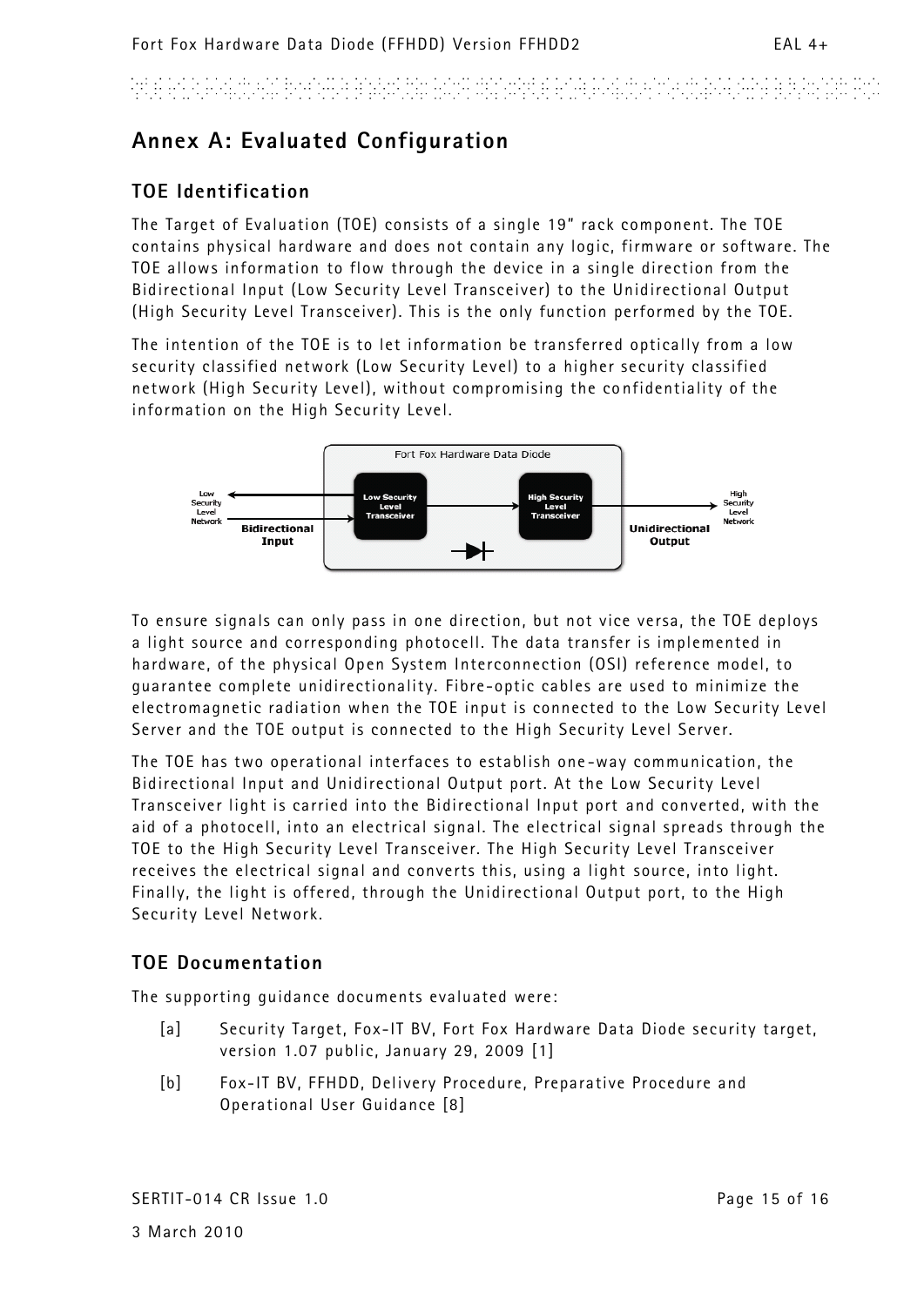## Annex A: Evaluated Configuration

### TOE Identification

The Target of Evaluation (TOE) consists of a single 19" rack component. The TOE contains physical hardware and does not contain any logic, firmware or software. The TOE allows information to flow through the device in a single direction from the Bidirectional Input (Low Security Level Transceiver) to the Unidirectional Output (High Security Level Transceiver). This is the only function performed by the TOE.

The intention of the TOE is to let information be transferred optically from a low security classified network (Low Security Level) to a higher security classified network (High Security Level), without compromising the confidentiality of the information on the High Security Level.

To ensure signals can only pass in one direction, but not vice versa, the TOE deploys a light source and corresponding photocell. The data transfer is implemented in hardware, of the physical Open System Interconnection (OSI) reference model, to guarantee complete unidirectionality. Fibre-optic cables are used to minimize the electromagnetic radiation when the TOE input is connected to the Low Security Level Server and the TOE output is connected to the High Security Level Server.

The TOE has two operational interfaces to establish one-way communication, the Bidirectional Input and Unidirectional Output port. At the Low Security Level Transceiver light is carried into the Bidirectional Input port and converted, with the aid of a photocell, into an electrical signal. The electrical signal spreads through the TOE to the High Security Level Transceiver. The High Security Level Transceiver receives the electrical signal and converts this, using a light source, into light. Finally, the light is offered, through the Unidirectional Output port, to the High Security Level Network.

### TOE Documentation

The supporting guidance documents evaluated were:

[a] Security Target, Fox-IT BV, Fort Fox Hardware Data Diode security target, version 1.07 public, January 29, 2009 [1]

[b] Fox-IT BV, FFHDD, Delivery Procedure, Preparative Procedure and Operational User Guidance [8]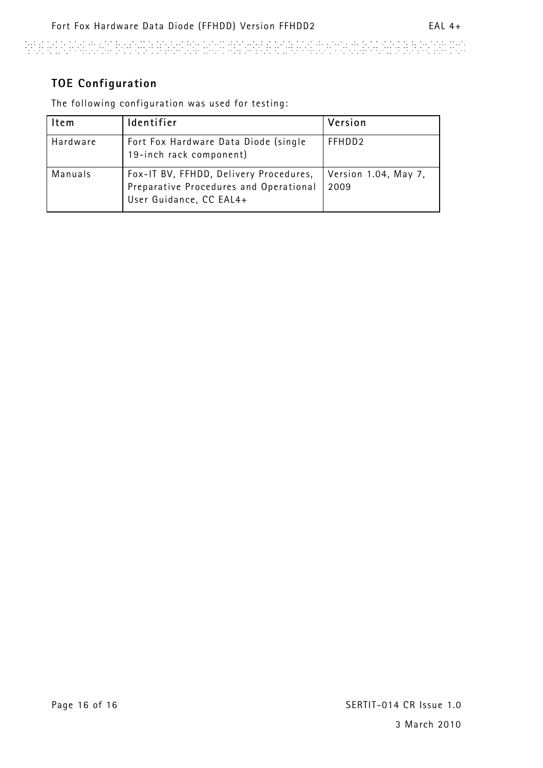### TOE Configuration

The following configuration was used for testing:

| Item | Identifier | Version |
|---|---|---|
| Hardware | Fort Fox Hardware Data Diode (single 19-inch rack component) | FFHDD2 |
| Manuals | Fox-IT BV, FFHDD, Delivery Procedures, Preparative Procedures and Operational User Guidance, CC EAL4+ | Version 1.04, May 7, 2009 |